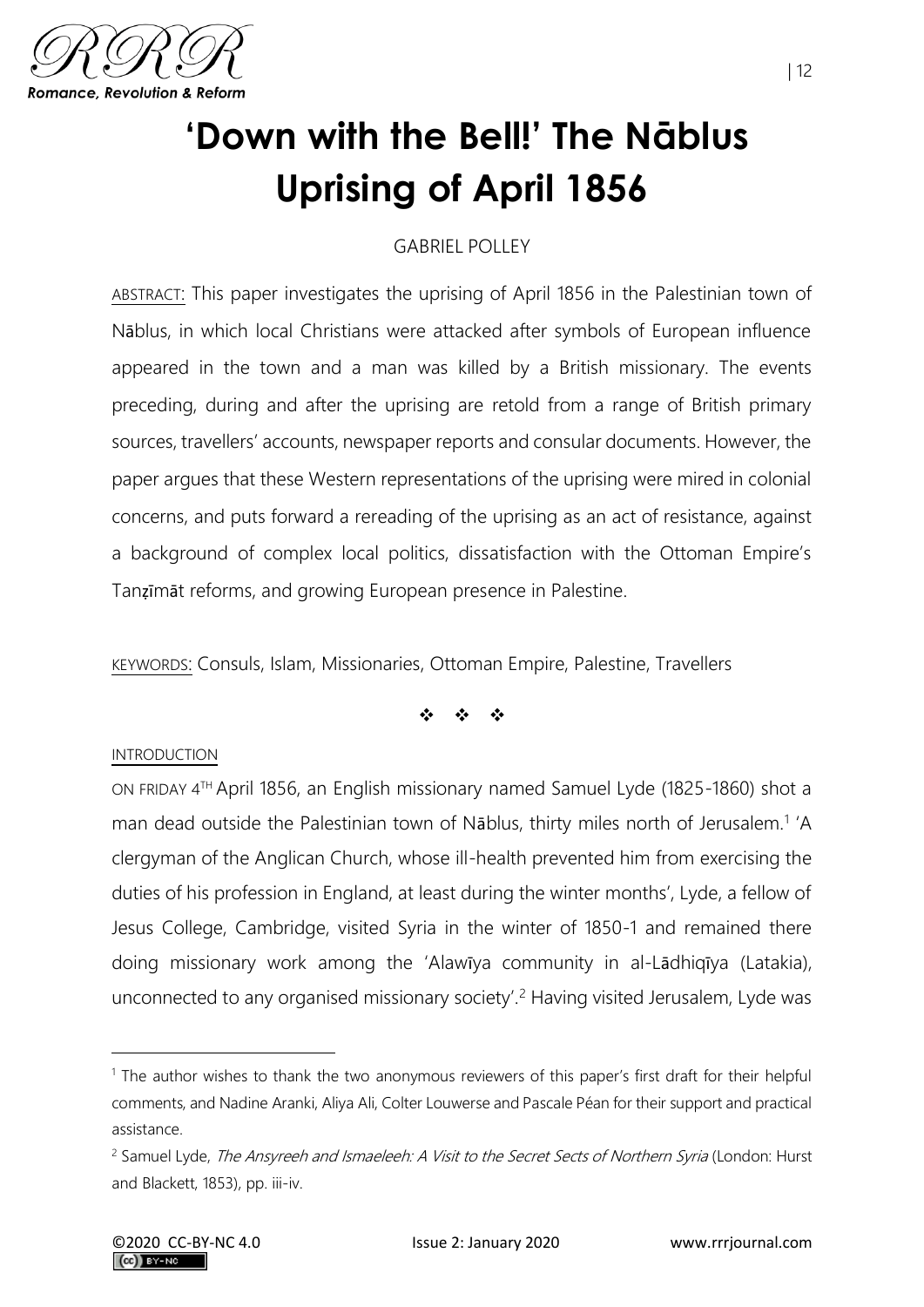# 'Down with the Bell!' The Nāblus Uprising of April 1856

GABRIEL POLLEY

ABSTRACT: This paper investigates the uprising of April 1856 in the Palestinian town of Nāblus, in which local Christians were attacked after symbols of European influence appeared in the town and a man was killed by a British missionary. The events preceding, during and after the uprising are retold from a range of British primary sources, travellers' accounts, newspaper reports and consular documents. However, the paper argues that these Western representations of the uprising were mired in colonial concerns, and puts forward a rereading of the uprising as an act of resistance, against a background of complex local politics, dissatisfaction with the Ottoman Empire's Tanẓīmāt reforms, and growing European presence in Palestine.

KEYWORDS: Consuls, Islam, Missionaries, Ottoman Empire, Palestine, Travellers

❖ ❖ ❖

## INTRODUCTION

ON FRIDAY 4TH April 1856, an English missionary named Samuel Lyde (1825-1860) shot a man dead outside the Palestinian town of Nāblus, thirty miles north of Jerusalem.[1] 'A clergyman of the Anglican Church, whose ill-health prevented him from exercising the duties of his profession in England, at least during the winter months', Lyde, a fellow of Jesus College, Cambridge, visited Syria in the winter of 1850-1 and remained there doing missionary work among the 'Alawīya community in al-Lādhiqīya (Latakia), unconnected to any organised missionary society'.[2] Having visited Jerusalem, Lyde was

---

[1] The author wishes to thank the two anonymous reviewers of this paper's first draft for their helpful comments, and Nadine Aranki, Aliya Ali, Colter Louwerse and Pascale Péan for their support and practical assistance.

[2] Samuel Lyde, *The Ansyreeh and Ismaeleeh: A Visit to the Secret Sects of Northern Syria* (London: Hurst and Blackett, 1853), pp. iii-iv.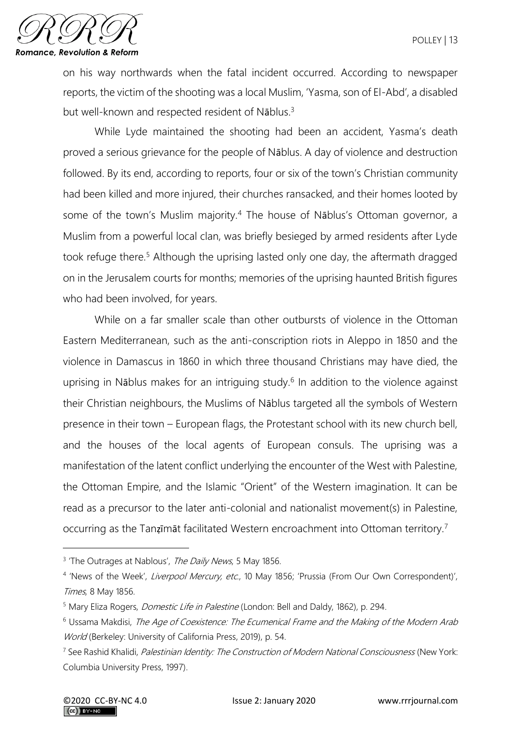on his way northwards when the fatal incident occurred. According to newspaper reports, the victim of the shooting was a local Muslim, 'Yasma, son of El-Abd', a disabled but well-known and respected resident of Nāblus.[3]

While Lyde maintained the shooting had been an accident, Yasma's death proved a serious grievance for the people of Nāblus. A day of violence and destruction followed. By its end, according to reports, four or six of the town's Christian community had been killed and more injured, their churches ransacked, and their homes looted by some of the town's Muslim majority.[4] The house of Nāblus's Ottoman governor, a Muslim from a powerful local clan, was briefly besieged by armed residents after Lyde took refuge there.[5] Although the uprising lasted only one day, the aftermath dragged on in the Jerusalem courts for months; memories of the uprising haunted British figures who had been involved, for years.

While on a far smaller scale than other outbursts of violence in the Ottoman Eastern Mediterranean, such as the anti-conscription riots in Aleppo in 1850 and the violence in Damascus in 1860 in which three thousand Christians may have died, the uprising in Nāblus makes for an intriguing study.[6] In addition to the violence against their Christian neighbours, the Muslims of Nāblus targeted all the symbols of Western presence in their town – European flags, the Protestant school with its new church bell, and the houses of the local agents of European consuls. The uprising was a manifestation of the latent conflict underlying the encounter of the West with Palestine, the Ottoman Empire, and the Islamic "Orient" of the Western imagination. It can be read as a precursor to the later anti-colonial and nationalist movement(s) in Palestine, occurring as the Tanẓīmāt facilitated Western encroachment into Ottoman territory.[7]

---

[3] 'The Outrages at Nablous', *The Daily News*, 5 May 1856.

[4] 'News of the Week', *Liverpool Mercury, etc.*, 10 May 1856; 'Prussia (From Our Own Correspondent)', *Times*, 8 May 1856.

[5] Mary Eliza Rogers, *Domestic Life in Palestine* (London: Bell and Daldy, 1862), p. 294.

[6] Ussama Makdisi, *The Age of Coexistence: The Ecumenical Frame and the Making of the Modern Arab World* (Berkeley: University of California Press, 2019), p. 54.

[7] See Rashid Khalidi, *Palestinian Identity: The Construction of Modern National Consciousness* (New York: Columbia University Press, 1997).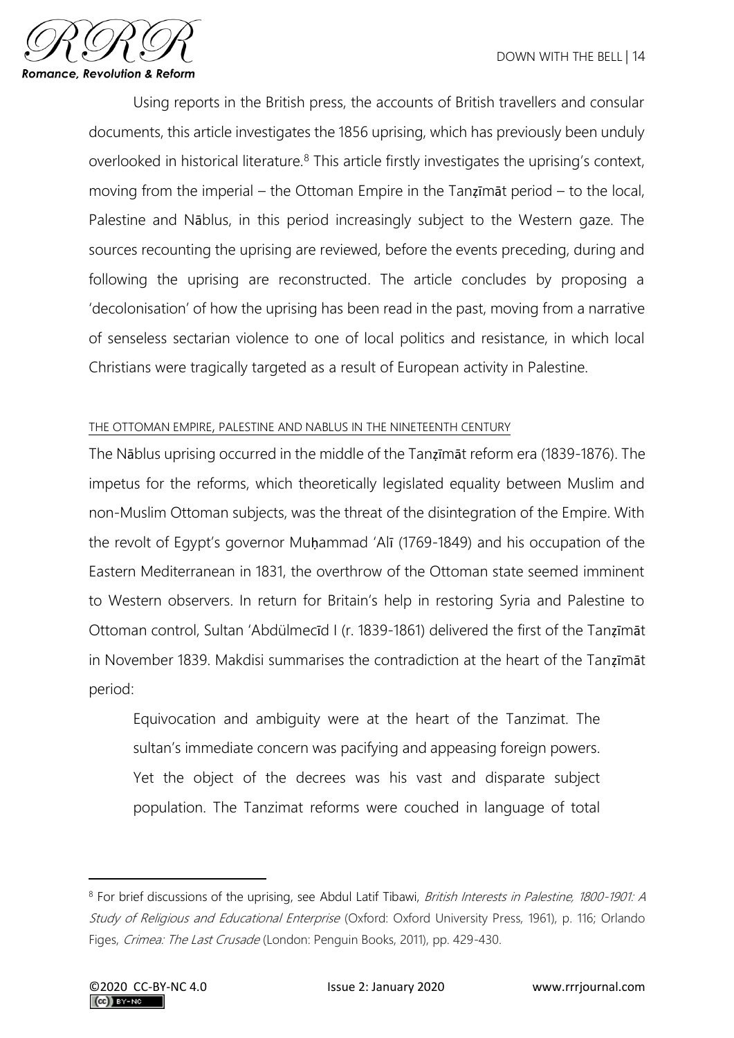Using reports in the British press, the accounts of British travellers and consular documents, this article investigates the 1856 uprising, which has previously been unduly overlooked in historical literature.[8] This article firstly investigates the uprising's context, moving from the imperial – the Ottoman Empire in the Tanẓīmāt period – to the local, Palestine and Nāblus, in this period increasingly subject to the Western gaze. The sources recounting the uprising are reviewed, before the events preceding, during and following the uprising are reconstructed. The article concludes by proposing a 'decolonisation' of how the uprising has been read in the past, moving from a narrative of senseless sectarian violence to one of local politics and resistance, in which local Christians were tragically targeted as a result of European activity in Palestine.

## THE OTTOMAN EMPIRE, PALESTINE AND NABLUS IN THE NINETEENTH CENTURY

The Nāblus uprising occurred in the middle of the Tanẓīmāt reform era (1839-1876). The impetus for the reforms, which theoretically legislated equality between Muslim and non-Muslim Ottoman subjects, was the threat of the disintegration of the Empire. With the revolt of Egypt's governor Muḥammad 'Alī (1769-1849) and his occupation of the Eastern Mediterranean in 1831, the overthrow of the Ottoman state seemed imminent to Western observers. In return for Britain's help in restoring Syria and Palestine to Ottoman control, Sultan 'Abdülmecīd I (r. 1839-1861) delivered the first of the Tanẓīmāt in November 1839. Makdisi summarises the contradiction at the heart of the Tanẓīmāt period:

> Equivocation and ambiguity were at the heart of the Tanzimat. The sultan's immediate concern was pacifying and appeasing foreign powers. Yet the object of the decrees was his vast and disparate subject population. The Tanzimat reforms were couched in language of total

---

[8] For brief discussions of the uprising, see Abdul Latif Tibawi, *British Interests in Palestine, 1800-1901: A Study of Religious and Educational Enterprise* (Oxford: Oxford University Press, 1961), p. 116; Orlando Figes, *Crimea: The Last Crusade* (London: Penguin Books, 2011), pp. 429-430.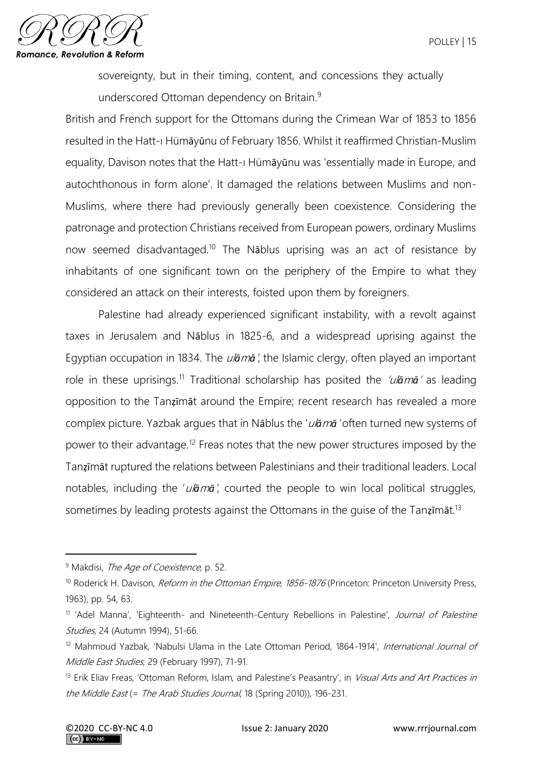sovereignty, but in their timing, content, and concessions they actually underscored Ottoman dependency on Britain.[9]

British and French support for the Ottomans during the Crimean War of 1853 to 1856 resulted in the Hatt-ı Hümāyūnu of February 1856. Whilst it reaffirmed Christian-Muslim equality, Davison notes that the Hatt-ı Hümāyūnu was 'essentially made in Europe, and autochthonous in form alone'. It damaged the relations between Muslims and non-Muslims, where there had previously generally been coexistence. Considering the patronage and protection Christians received from European powers, ordinary Muslims now seemed disadvantaged.[10] The Nāblus uprising was an act of resistance by inhabitants of one significant town on the periphery of the Empire to what they considered an attack on their interests, foisted upon them by foreigners.

Palestine had already experienced significant instability, with a revolt against taxes in Jerusalem and Nāblus in 1825-6, and a widespread uprising against the Egyptian occupation in 1834. The *ulāmā'*, the Islamic clergy, often played an important role in these uprisings.[11] Traditional scholarship has posited the *'ulāmā'* as leading opposition to the Tanẓīmāt around the Empire; recent research has revealed a more complex picture. Yazbak argues that in Nāblus the '*ulāmā'* often turned new systems of power to their advantage.[12] Freas notes that the new power structures imposed by the Tanẓīmāt ruptured the relations between Palestinians and their traditional leaders. Local notables, including the '*ulāmā'*, courted the people to win local political struggles, sometimes by leading protests against the Ottomans in the guise of the Tanẓīmāt.[13]

---

[9] Makdisi, *The Age of Coexistence*, p. 52.

[10] Roderick H. Davison, *Reform in the Ottoman Empire, 1856-1876* (Princeton: Princeton University Press, 1963), pp. 54, 63.

[11] 'Adel Manna', 'Eighteenth- and Nineteenth-Century Rebellions in Palestine', *Journal of Palestine Studies*, 24 (Autumn 1994), 51-66.

[12] Mahmoud Yazbak, 'Nabulsi Ulama in the Late Ottoman Period, 1864-1914', *International Journal of Middle East Studies*, 29 (February 1997), 71-91.

[13] Erik Eliav Freas, 'Ottoman Reform, Islam, and Palestine's Peasantry', in *Visual Arts and Art Practices in the Middle East* (= *The Arab Studies Journal*, 18 (Spring 2010)), 196-231.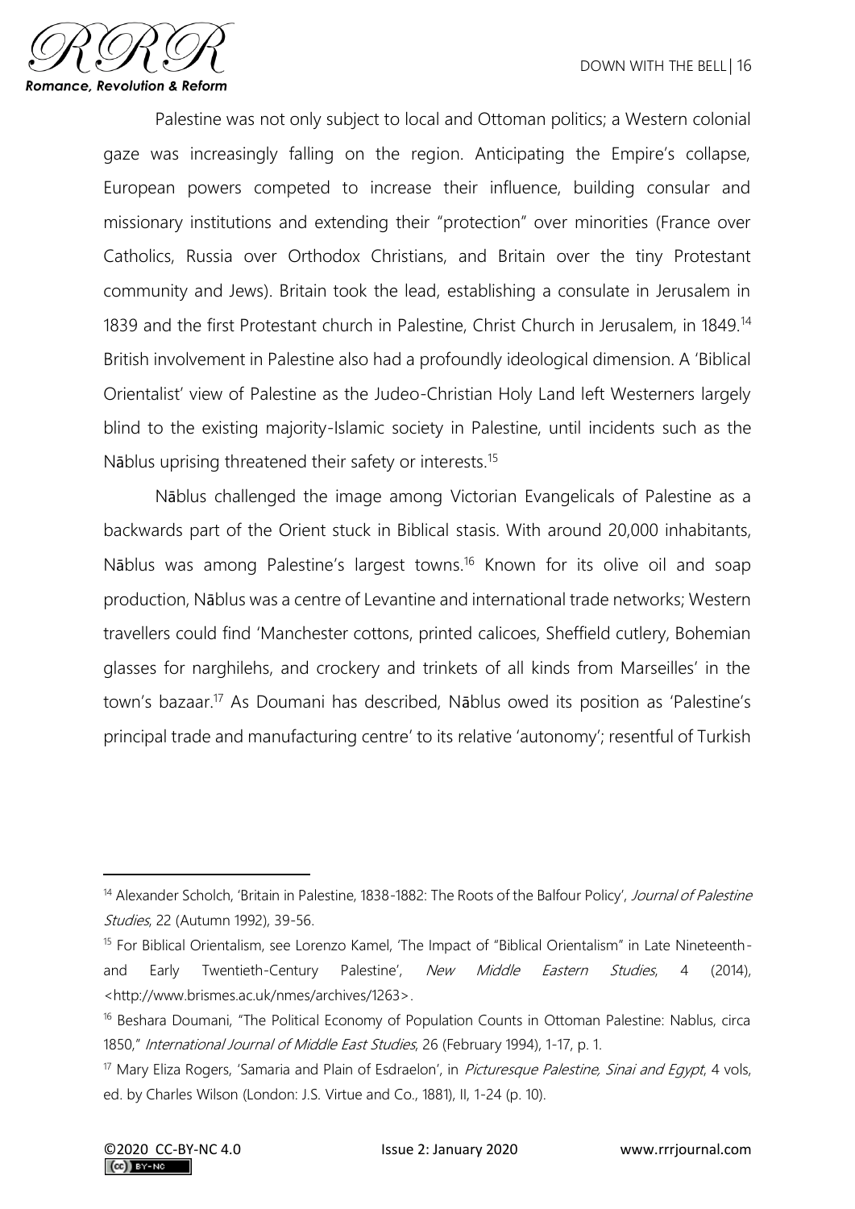Palestine was not only subject to local and Ottoman politics; a Western colonial gaze was increasingly falling on the region. Anticipating the Empire's collapse, European powers competed to increase their influence, building consular and missionary institutions and extending their "protection" over minorities (France over Catholics, Russia over Orthodox Christians, and Britain over the tiny Protestant community and Jews). Britain took the lead, establishing a consulate in Jerusalem in 1839 and the first Protestant church in Palestine, Christ Church in Jerusalem, in 1849.[14] British involvement in Palestine also had a profoundly ideological dimension. A 'Biblical Orientalist' view of Palestine as the Judeo-Christian Holy Land left Westerners largely blind to the existing majority-Islamic society in Palestine, until incidents such as the Nāblus uprising threatened their safety or interests.[15]

Nāblus challenged the image among Victorian Evangelicals of Palestine as a backwards part of the Orient stuck in Biblical stasis. With around 20,000 inhabitants, Nāblus was among Palestine's largest towns.[16] Known for its olive oil and soap production, Nāblus was a centre of Levantine and international trade networks; Western travellers could find 'Manchester cottons, printed calicoes, Sheffield cutlery, Bohemian glasses for narghilehs, and crockery and trinkets of all kinds from Marseilles' in the town's bazaar.[17] As Doumani has described, Nāblus owed its position as 'Palestine's principal trade and manufacturing centre' to its relative 'autonomy'; resentful of Turkish

---

[14] Alexander Scholch, 'Britain in Palestine, 1838-1882: The Roots of the Balfour Policy', *Journal of Palestine Studies*, 22 (Autumn 1992), 39-56.

[15] For Biblical Orientalism, see Lorenzo Kamel, 'The Impact of "Biblical Orientalism" in Late Nineteenth- and Early Twentieth-Century Palestine', *New Middle Eastern Studies*, 4 (2014), <http://www.brismes.ac.uk/nmes/archives/1263>.

[16] Beshara Doumani, "The Political Economy of Population Counts in Ottoman Palestine: Nablus, circa 1850," *International Journal of Middle East Studies*, 26 (February 1994), 1-17, p. 1.

[17] Mary Eliza Rogers, 'Samaria and Plain of Esdraelon', in *Picturesque Palestine, Sinai and Egypt*, 4 vols, ed. by Charles Wilson (London: J.S. Virtue and Co., 1881), II, 1-24 (p. 10).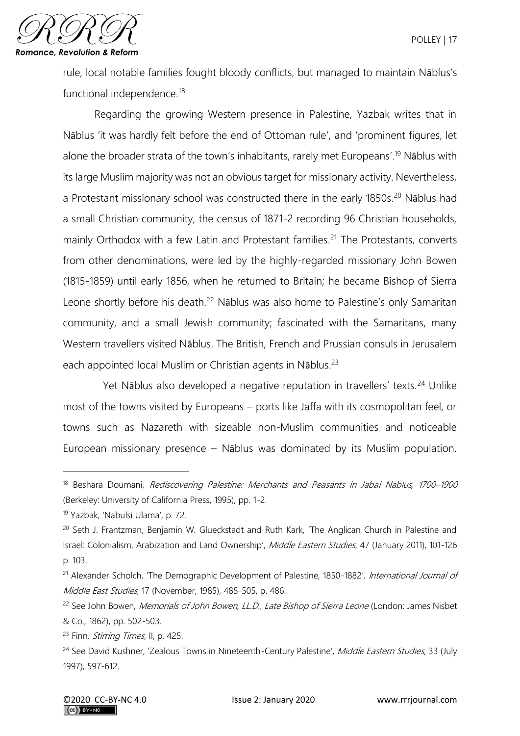rule, local notable families fought bloody conflicts, but managed to maintain Nāblus's functional independence.[18]

Regarding the growing Western presence in Palestine, Yazbak writes that in Nāblus 'it was hardly felt before the end of Ottoman rule', and 'prominent figures, let alone the broader strata of the town's inhabitants, rarely met Europeans'.[19] Nāblus with its large Muslim majority was not an obvious target for missionary activity. Nevertheless, a Protestant missionary school was constructed there in the early 1850s.[20] Nāblus had a small Christian community, the census of 1871-2 recording 96 Christian households, mainly Orthodox with a few Latin and Protestant families.[21] The Protestants, converts from other denominations, were led by the highly-regarded missionary John Bowen (1815-1859) until early 1856, when he returned to Britain; he became Bishop of Sierra Leone shortly before his death.[22] Nāblus was also home to Palestine's only Samaritan community, and a small Jewish community; fascinated with the Samaritans, many Western travellers visited Nāblus. The British, French and Prussian consuls in Jerusalem each appointed local Muslim or Christian agents in Nāblus.[23]

Yet Nāblus also developed a negative reputation in travellers' texts.[24] Unlike most of the towns visited by Europeans – ports like Jaffa with its cosmopolitan feel, or towns such as Nazareth with sizeable non-Muslim communities and noticeable European missionary presence – Nāblus was dominated by its Muslim population.

---

[18] Beshara Doumani, *Rediscovering Palestine: Merchants and Peasants in Jabal Nablus, 1700–1900* (Berkeley: University of California Press, 1995), pp. 1-2.

[19] Yazbak, 'Nabulsi Ulama', p. 72.

[20] Seth J. Frantzman, Benjamin W. Glueckstadt and Ruth Kark, 'The Anglican Church in Palestine and Israel: Colonialism, Arabization and Land Ownership', *Middle Eastern Studies*, 47 (January 2011), 101-126 p. 103.

[21] Alexander Scholch, 'The Demographic Development of Palestine, 1850-1882', *International Journal of Middle East Studies*, 17 (November, 1985), 485-505, p. 486.

[22] See John Bowen, *Memorials of John Bowen, LL.D., Late Bishop of Sierra Leone* (London: James Nisbet & Co., 1862), pp. 502-503.

[23] Finn, *Stirring Times*, II, p. 425.

[24] See David Kushner, 'Zealous Towns in Nineteenth-Century Palestine', *Middle Eastern Studies*, 33 (July 1997), 597-612.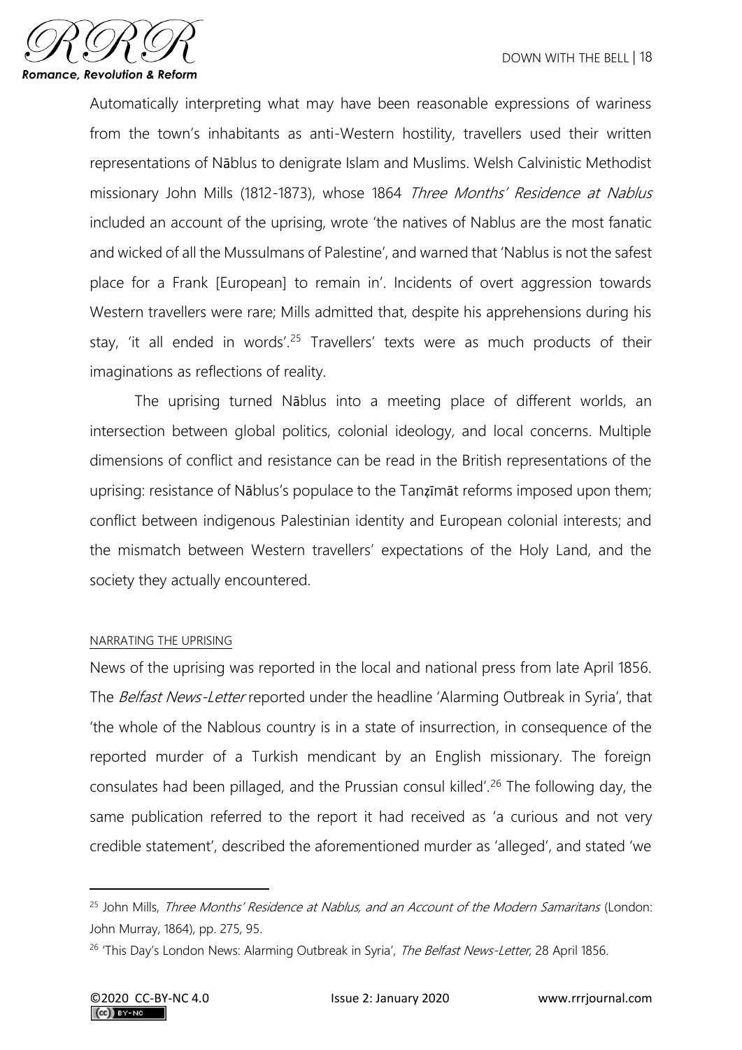Automatically interpreting what may have been reasonable expressions of wariness from the town's inhabitants as anti-Western hostility, travellers used their written representations of Nāblus to denigrate Islam and Muslims. Welsh Calvinistic Methodist missionary John Mills (1812-1873), whose 1864 *Three Months' Residence at Nablus* included an account of the uprising, wrote 'the natives of Nablus are the most fanatic and wicked of all the Mussulmans of Palestine', and warned that 'Nablus is not the safest place for a Frank [European] to remain in'. Incidents of overt aggression towards Western travellers were rare; Mills admitted that, despite his apprehensions during his stay, 'it all ended in words'.[25] Travellers' texts were as much products of their imaginations as reflections of reality.

The uprising turned Nāblus into a meeting place of different worlds, an intersection between global politics, colonial ideology, and local concerns. Multiple dimensions of conflict and resistance can be read in the British representations of the uprising: resistance of Nāblus's populace to the Tanẓīmāt reforms imposed upon them; conflict between indigenous Palestinian identity and European colonial interests; and the mismatch between Western travellers' expectations of the Holy Land, and the society they actually encountered.

## NARRATING THE UPRISING

News of the uprising was reported in the local and national press from late April 1856. The *Belfast News-Letter* reported under the headline 'Alarming Outbreak in Syria', that 'the whole of the Nablous country is in a state of insurrection, in consequence of the reported murder of a Turkish mendicant by an English missionary. The foreign consulates had been pillaged, and the Prussian consul killed'.[26] The following day, the same publication referred to the report it had received as 'a curious and not very credible statement', described the aforementioned murder as 'alleged', and stated 'we

---

[25] John Mills, *Three Months' Residence at Nablus, and an Account of the Modern Samaritans* (London: John Murray, 1864), pp. 275, 95.

[26] 'This Day's London News: Alarming Outbreak in Syria', *The Belfast News-Letter*, 28 April 1856.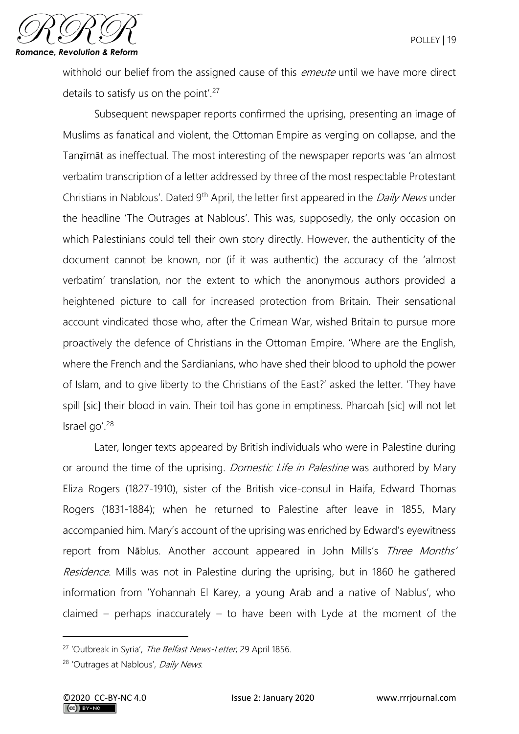withhold our belief from the assigned cause of this *emeute* until we have more direct details to satisfy us on the point'.[27]

Subsequent newspaper reports confirmed the uprising, presenting an image of Muslims as fanatical and violent, the Ottoman Empire as verging on collapse, and the Tanẓīmāt as ineffectual. The most interesting of the newspaper reports was 'an almost verbatim transcription of a letter addressed by three of the most respectable Protestant Christians in Nablous'. Dated 9th April, the letter first appeared in the *Daily News* under the headline 'The Outrages at Nablous'. This was, supposedly, the only occasion on which Palestinians could tell their own story directly. However, the authenticity of the document cannot be known, nor (if it was authentic) the accuracy of the 'almost verbatim' translation, nor the extent to which the anonymous authors provided a heightened picture to call for increased protection from Britain. Their sensational account vindicated those who, after the Crimean War, wished Britain to pursue more proactively the defence of Christians in the Ottoman Empire. 'Where are the English, where the French and the Sardianians, who have shed their blood to uphold the power of Islam, and to give liberty to the Christians of the East?' asked the letter. 'They have spill [sic] their blood in vain. Their toil has gone in emptiness. Pharoah [sic] will not let Israel go'.[28]

Later, longer texts appeared by British individuals who were in Palestine during or around the time of the uprising. *Domestic Life in Palestine* was authored by Mary Eliza Rogers (1827-1910), sister of the British vice-consul in Haifa, Edward Thomas Rogers (1831-1884); when he returned to Palestine after leave in 1855, Mary accompanied him. Mary's account of the uprising was enriched by Edward's eyewitness report from Nāblus. Another account appeared in John Mills's *Three Months' Residence*. Mills was not in Palestine during the uprising, but in 1860 he gathered information from 'Yohannah El Karey, a young Arab and a native of Nablus', who claimed – perhaps inaccurately – to have been with Lyde at the moment of the

---

[27] 'Outbreak in Syria', *The Belfast News-Letter*, 29 April 1856.

[28] 'Outrages at Nablous', *Daily News*.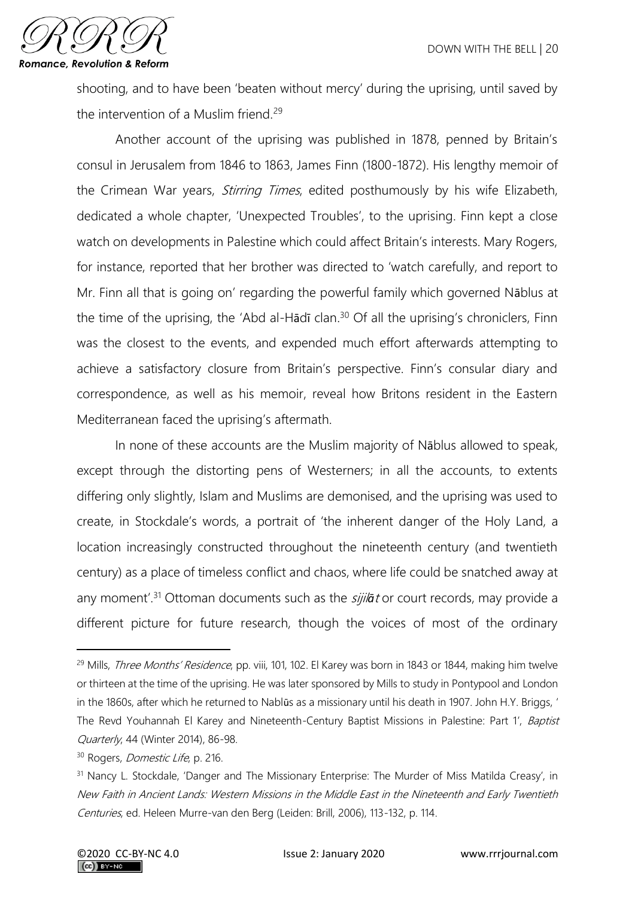shooting, and to have been 'beaten without mercy' during the uprising, until saved by the intervention of a Muslim friend.[29]

Another account of the uprising was published in 1878, penned by Britain's consul in Jerusalem from 1846 to 1863, James Finn (1800-1872). His lengthy memoir of the Crimean War years, *Stirring Times*, edited posthumously by his wife Elizabeth, dedicated a whole chapter, 'Unexpected Troubles', to the uprising. Finn kept a close watch on developments in Palestine which could affect Britain's interests. Mary Rogers, for instance, reported that her brother was directed to 'watch carefully, and report to Mr. Finn all that is going on' regarding the powerful family which governed Nāblus at the time of the uprising, the 'Abd al-Hādī clan.[30] Of all the uprising's chroniclers, Finn was the closest to the events, and expended much effort afterwards attempting to achieve a satisfactory closure from Britain's perspective. Finn's consular diary and correspondence, as well as his memoir, reveal how Britons resident in the Eastern Mediterranean faced the uprising's aftermath.

In none of these accounts are the Muslim majority of Nāblus allowed to speak, except through the distorting pens of Westerners; in all the accounts, to extents differing only slightly, Islam and Muslims are demonised, and the uprising was used to create, in Stockdale's words, a portrait of 'the inherent danger of the Holy Land, a location increasingly constructed throughout the nineteenth century (and twentieth century) as a place of timeless conflict and chaos, where life could be snatched away at any moment'.[31] Ottoman documents such as the *sijillāt* or court records, may provide a different picture for future research, though the voices of most of the ordinary

---

[29] Mills, *Three Months' Residence*, pp. viii, 101, 102. El Karey was born in 1843 or 1844, making him twelve or thirteen at the time of the uprising. He was later sponsored by Mills to study in Pontypool and London in the 1860s, after which he returned to Nablūs as a missionary until his death in 1907. John H.Y. Briggs, ' The Revd Youhannah El Karey and Nineteenth-Century Baptist Missions in Palestine: Part 1', *Baptist Quarterly*, 44 (Winter 2014), 86-98.

[30] Rogers, *Domestic Life*, p. 216.

[31] Nancy L. Stockdale, 'Danger and The Missionary Enterprise: The Murder of Miss Matilda Creasy', in *New Faith in Ancient Lands: Western Missions in the Middle East in the Nineteenth and Early Twentieth Centuries*, ed. Heleen Murre-van den Berg (Leiden: Brill, 2006), 113-132, p. 114.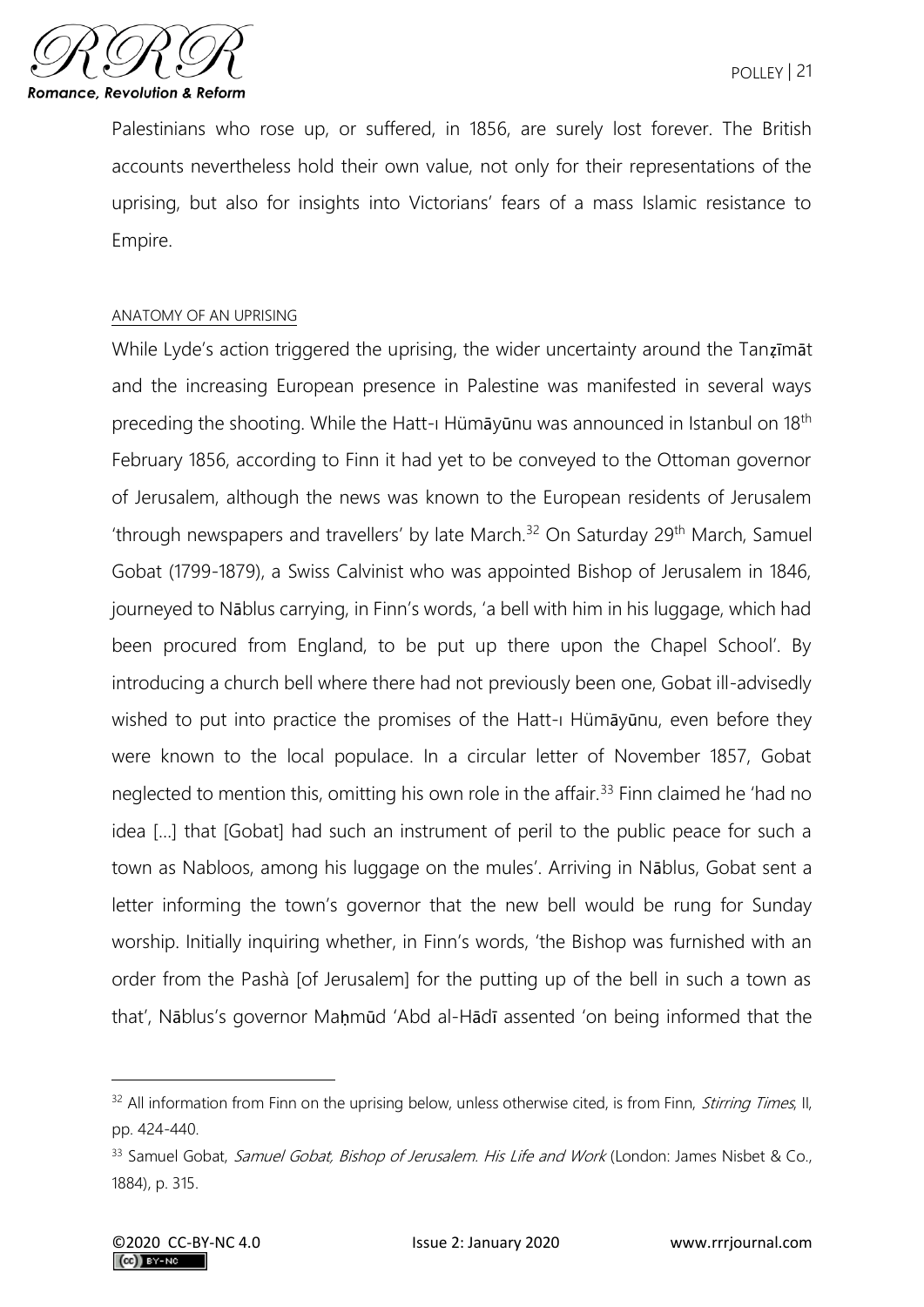Palestinians who rose up, or suffered, in 1856, are surely lost forever. The British accounts nevertheless hold their own value, not only for their representations of the uprising, but also for insights into Victorians' fears of a mass Islamic resistance to Empire.

## ANATOMY OF AN UPRISING

While Lyde's action triggered the uprising, the wider uncertainty around the Tanẓīmāt and the increasing European presence in Palestine was manifested in several ways preceding the shooting. While the Hatt-ı Hümāyūnu was announced in Istanbul on 18th February 1856, according to Finn it had yet to be conveyed to the Ottoman governor of Jerusalem, although the news was known to the European residents of Jerusalem 'through newspapers and travellers' by late March.[32] On Saturday 29th March, Samuel Gobat (1799-1879), a Swiss Calvinist who was appointed Bishop of Jerusalem in 1846, journeyed to Nāblus carrying, in Finn's words, 'a bell with him in his luggage, which had been procured from England, to be put up there upon the Chapel School'. By introducing a church bell where there had not previously been one, Gobat ill-advisedly wished to put into practice the promises of the Hatt-ı Hümāyūnu, even before they were known to the local populace. In a circular letter of November 1857, Gobat neglected to mention this, omitting his own role in the affair.[33] Finn claimed he 'had no idea […] that [Gobat] had such an instrument of peril to the public peace for such a town as Nabloos, among his luggage on the mules'. Arriving in Nāblus, Gobat sent a letter informing the town's governor that the new bell would be rung for Sunday worship. Initially inquiring whether, in Finn's words, 'the Bishop was furnished with an order from the Pashà [of Jerusalem] for the putting up of the bell in such a town as that', Nāblus's governor Maḥmūd 'Abd al-Hādī assented 'on being informed that the

---

[32] All information from Finn on the uprising below, unless otherwise cited, is from Finn, *Stirring Times*, II, pp. 424-440.

[33] Samuel Gobat, *Samuel Gobat, Bishop of Jerusalem. His Life and Work* (London: James Nisbet & Co., 1884), p. 315.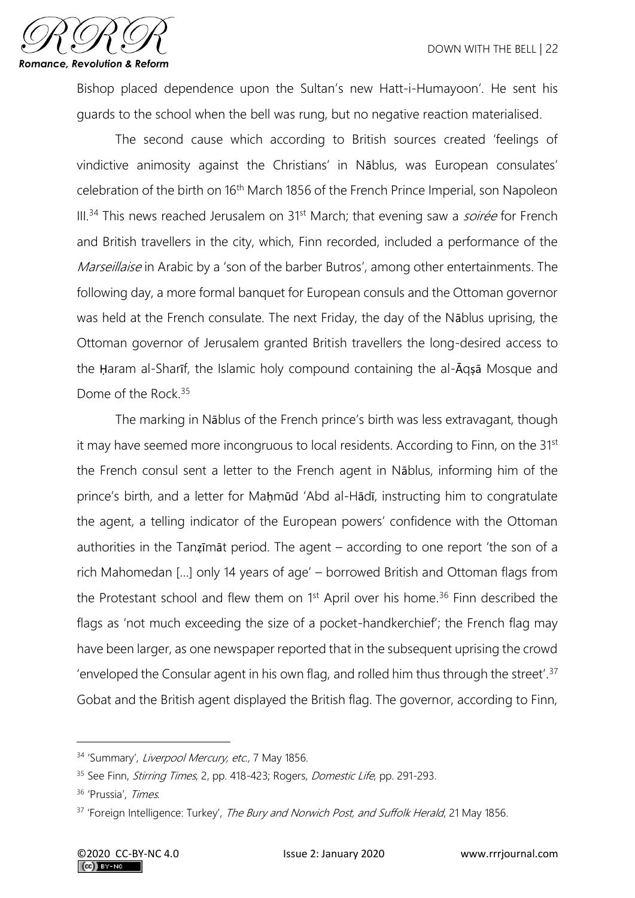Bishop placed dependence upon the Sultan's new Hatt-i-Humayoon'. He sent his guards to the school when the bell was rung, but no negative reaction materialised.

The second cause which according to British sources created 'feelings of vindictive animosity against the Christians' in Nāblus, was European consulates' celebration of the birth on 16th March 1856 of the French Prince Imperial, son Napoleon III.[34] This news reached Jerusalem on 31st March; that evening saw a *soirée* for French and British travellers in the city, which, Finn recorded, included a performance of the *Marseillaise* in Arabic by a 'son of the barber Butros', among other entertainments. The following day, a more formal banquet for European consuls and the Ottoman governor was held at the French consulate. The next Friday, the day of the Nāblus uprising, the Ottoman governor of Jerusalem granted British travellers the long-desired access to the Ḥaram al-Sharīf, the Islamic holy compound containing the al-Āqṣā Mosque and Dome of the Rock.[35]

The marking in Nāblus of the French prince's birth was less extravagant, though it may have seemed more incongruous to local residents. According to Finn, on the 31st the French consul sent a letter to the French agent in Nāblus, informing him of the prince's birth, and a letter for Maḥmūd 'Abd al-Hādī, instructing him to congratulate the agent, a telling indicator of the European powers' confidence with the Ottoman authorities in the Tanẓīmāt period. The agent – according to one report 'the son of a rich Mahomedan [...] only 14 years of age' – borrowed British and Ottoman flags from the Protestant school and flew them on 1st April over his home.[36] Finn described the flags as 'not much exceeding the size of a pocket-handkerchief'; the French flag may have been larger, as one newspaper reported that in the subsequent uprising the crowd 'enveloped the Consular agent in his own flag, and rolled him thus through the street'.[37] Gobat and the British agent displayed the British flag. The governor, according to Finn,

---

[34] 'Summary', *Liverpool Mercury, etc.*, 7 May 1856.

[35] See Finn, *Stirring Times*, 2, pp. 418-423; Rogers, *Domestic Life*, pp. 291-293.

[36] 'Prussia', *Times*.

[37] 'Foreign Intelligence: Turkey', *The Bury and Norwich Post, and Suffolk Herald*, 21 May 1856.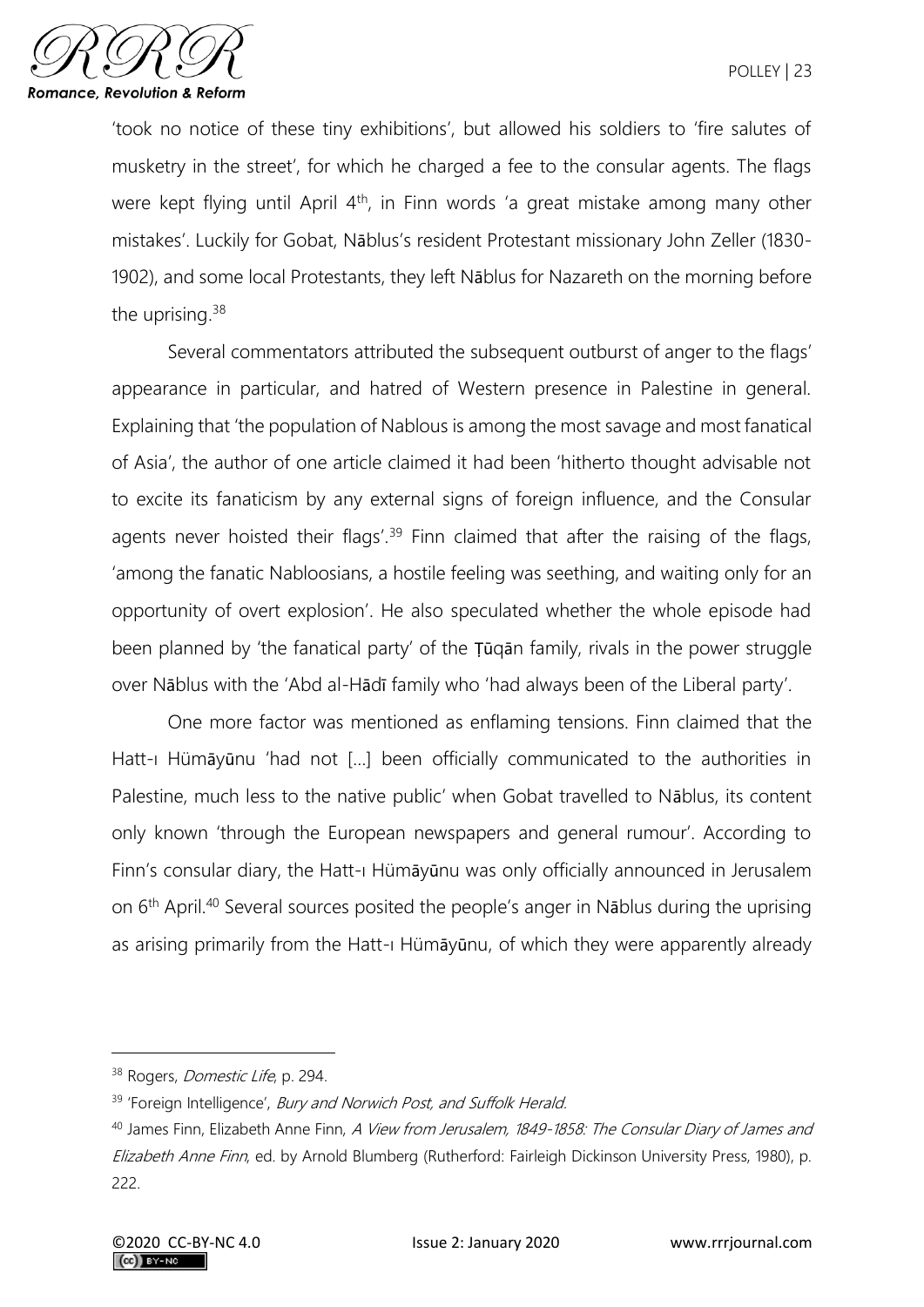'took no notice of these tiny exhibitions', but allowed his soldiers to 'fire salutes of musketry in the street', for which he charged a fee to the consular agents. The flags were kept flying until April 4th, in Finn words 'a great mistake among many other mistakes'. Luckily for Gobat, Nāblus's resident Protestant missionary John Zeller (1830-1902), and some local Protestants, they left Nāblus for Nazareth on the morning before the uprising.[38]

Several commentators attributed the subsequent outburst of anger to the flags' appearance in particular, and hatred of Western presence in Palestine in general. Explaining that 'the population of Nablous is among the most savage and most fanatical of Asia', the author of one article claimed it had been 'hitherto thought advisable not to excite its fanaticism by any external signs of foreign influence, and the Consular agents never hoisted their flags'.[39] Finn claimed that after the raising of the flags, 'among the fanatic Nabloosians, a hostile feeling was seething, and waiting only for an opportunity of overt explosion'. He also speculated whether the whole episode had been planned by 'the fanatical party' of the Ṭūqān family, rivals in the power struggle over Nāblus with the 'Abd al-Hādī family who 'had always been of the Liberal party'.

One more factor was mentioned as enflaming tensions. Finn claimed that the Hatt-ı Hümāyūnu 'had not […] been officially communicated to the authorities in Palestine, much less to the native public' when Gobat travelled to Nāblus, its content only known 'through the European newspapers and general rumour'. According to Finn's consular diary, the Hatt-ı Hümāyūnu was only officially announced in Jerusalem on 6th April.[40] Several sources posited the people's anger in Nāblus during the uprising as arising primarily from the Hatt-ı Hümāyūnu, of which they were apparently already

---

[38] Rogers, *Domestic Life*, p. 294.

[39] 'Foreign Intelligence', *Bury and Norwich Post, and Suffolk Herald*.

[40] James Finn, Elizabeth Anne Finn, *A View from Jerusalem, 1849-1858: The Consular Diary of James and Elizabeth Anne Finn*, ed. by Arnold Blumberg (Rutherford: Fairleigh Dickinson University Press, 1980), p. 222.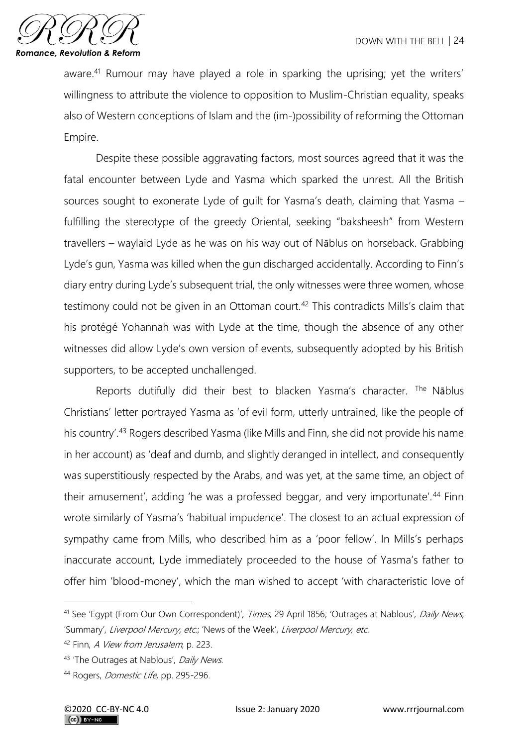aware.[41] Rumour may have played a role in sparking the uprising; yet the writers' willingness to attribute the violence to opposition to Muslim-Christian equality, speaks also of Western conceptions of Islam and the (im-)possibility of reforming the Ottoman Empire.

Despite these possible aggravating factors, most sources agreed that it was the fatal encounter between Lyde and Yasma which sparked the unrest. All the British sources sought to exonerate Lyde of guilt for Yasma's death, claiming that Yasma – fulfilling the stereotype of the greedy Oriental, seeking "baksheesh" from Western travellers – waylaid Lyde as he was on his way out of Nāblus on horseback. Grabbing Lyde's gun, Yasma was killed when the gun discharged accidentally. According to Finn's diary entry during Lyde's subsequent trial, the only witnesses were three women, whose testimony could not be given in an Ottoman court.[42] This contradicts Mills's claim that his protégé Yohannah was with Lyde at the time, though the absence of any other witnesses did allow Lyde's own version of events, subsequently adopted by his British supporters, to be accepted unchallenged.

Reports dutifully did their best to blacken Yasma's character. The Nāblus Christians' letter portrayed Yasma as 'of evil form, utterly untrained, like the people of his country'.[43] Rogers described Yasma (like Mills and Finn, she did not provide his name in her account) as 'deaf and dumb, and slightly deranged in intellect, and consequently was superstitiously respected by the Arabs, and was yet, at the same time, an object of their amusement', adding 'he was a professed beggar, and very importunate'.[44] Finn wrote similarly of Yasma's 'habitual impudence'. The closest to an actual expression of sympathy came from Mills, who described him as a 'poor fellow'. In Mills's perhaps inaccurate account, Lyde immediately proceeded to the house of Yasma's father to offer him 'blood-money', which the man wished to accept 'with characteristic love of

---

[41] See 'Egypt (From Our Own Correspondent)', *Times*, 29 April 1856; 'Outrages at Nablous', *Daily News*; 'Summary', *Liverpool Mercury, etc.*; 'News of the Week', *Liverpool Mercury, etc.*

[42] Finn, *A View from Jerusalem*, p. 223.

[43] 'The Outrages at Nablous', *Daily News*.

[44] Rogers, *Domestic Life*, pp. 295-296.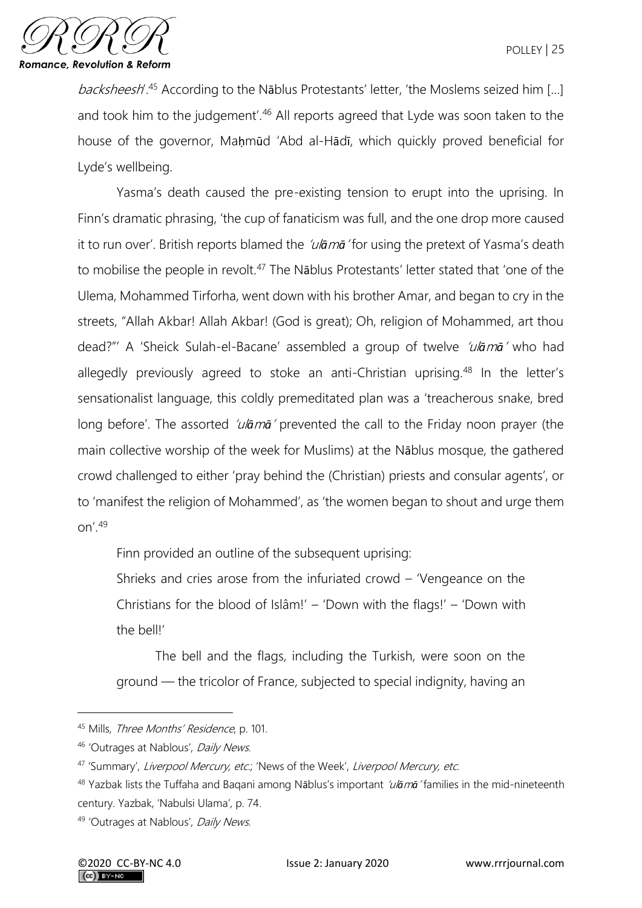*backsheesh*'.[45] According to the Nāblus Protestants' letter, 'the Moslems seized him [...] and took him to the judgement'.[46] All reports agreed that Lyde was soon taken to the house of the governor, Maḥmūd 'Abd al-Hādī, which quickly proved beneficial for Lyde's wellbeing.

Yasma's death caused the pre-existing tension to erupt into the uprising. In Finn's dramatic phrasing, 'the cup of fanaticism was full, and the one drop more caused it to run over'. British reports blamed the *'ulamā'* for using the pretext of Yasma's death to mobilise the people in revolt.[47] The Nāblus Protestants' letter stated that 'one of the Ulema, Mohammed Tirforha, went down with his brother Amar, and began to cry in the streets, "Allah Akbar! Allah Akbar! (God is great); Oh, religion of Mohammed, art thou dead?"' A 'Sheick Sulah-el-Bacane' assembled a group of twelve *'ulamā'* who had allegedly previously agreed to stoke an anti-Christian uprising.[48] In the letter's sensationalist language, this coldly premeditated plan was a 'treacherous snake, bred long before'. The assorted *'ulamā'* prevented the call to the Friday noon prayer (the main collective worship of the week for Muslims) at the Nāblus mosque, the gathered crowd challenged to either 'pray behind the (Christian) priests and consular agents', or to 'manifest the religion of Mohammed', as 'the women began to shout and urge them on'.[49]

Finn provided an outline of the subsequent uprising:

> Shrieks and cries arose from the infuriated crowd – 'Vengeance on the Christians for the blood of Islâm!' – 'Down with the flags!' – 'Down with the bell!'
>
> The bell and the flags, including the Turkish, were soon on the ground — the tricolor of France, subjected to special indignity, having an

---

[45] Mills, *Three Months' Residence*, p. 101.

[46] 'Outrages at Nablous', *Daily News*.

[47] 'Summary', *Liverpool Mercury, etc.*; 'News of the Week', *Liverpool Mercury, etc.*

[48] Yazbak lists the Tuffaha and Baqani among Nāblus's important *'ulamā'* families in the mid-nineteenth century. Yazbak, 'Nabulsi Ulama', p. 74.

[49] 'Outrages at Nablous', *Daily News*.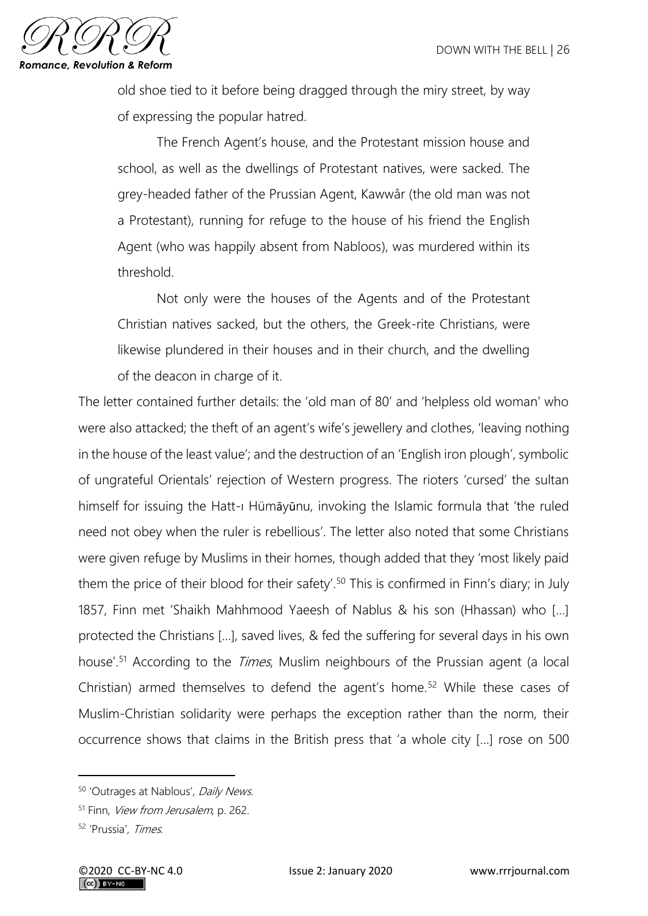> old shoe tied to it before being dragged through the miry street, by way of expressing the popular hatred.
>
> The French Agent's house, and the Protestant mission house and school, as well as the dwellings of Protestant natives, were sacked. The grey-headed father of the Prussian Agent, Kawwâr (the old man was not a Protestant), running for refuge to the house of his friend the English Agent (who was happily absent from Nabloos), was murdered within its threshold.
>
> Not only were the houses of the Agents and of the Protestant Christian natives sacked, but the others, the Greek-rite Christians, were likewise plundered in their houses and in their church, and the dwelling of the deacon in charge of it.

The letter contained further details: the 'old man of 80' and 'helpless old woman' who were also attacked; the theft of an agent's wife's jewellery and clothes, 'leaving nothing in the house of the least value'; and the destruction of an 'English iron plough', symbolic of ungrateful Orientals' rejection of Western progress. The rioters 'cursed' the sultan himself for issuing the Hatt-ı Hümāyūnu, invoking the Islamic formula that 'the ruled need not obey when the ruler is rebellious'. The letter also noted that some Christians were given refuge by Muslims in their homes, though added that they 'most likely paid them the price of their blood for their safety'.[50] This is confirmed in Finn's diary; in July 1857, Finn met 'Shaikh Mahhmood Yaeesh of Nablus & his son (Hhassan) who […] protected the Christians […], saved lives, & fed the suffering for several days in his own house'.[51] According to the *Times*, Muslim neighbours of the Prussian agent (a local Christian) armed themselves to defend the agent's home.[52] While these cases of Muslim-Christian solidarity were perhaps the exception rather than the norm, their occurrence shows that claims in the British press that 'a whole city […] rose on 500

---

[50] 'Outrages at Nablous', *Daily News*.

[51] Finn, *View from Jerusalem*, p. 262.

[52] 'Prussia', *Times*.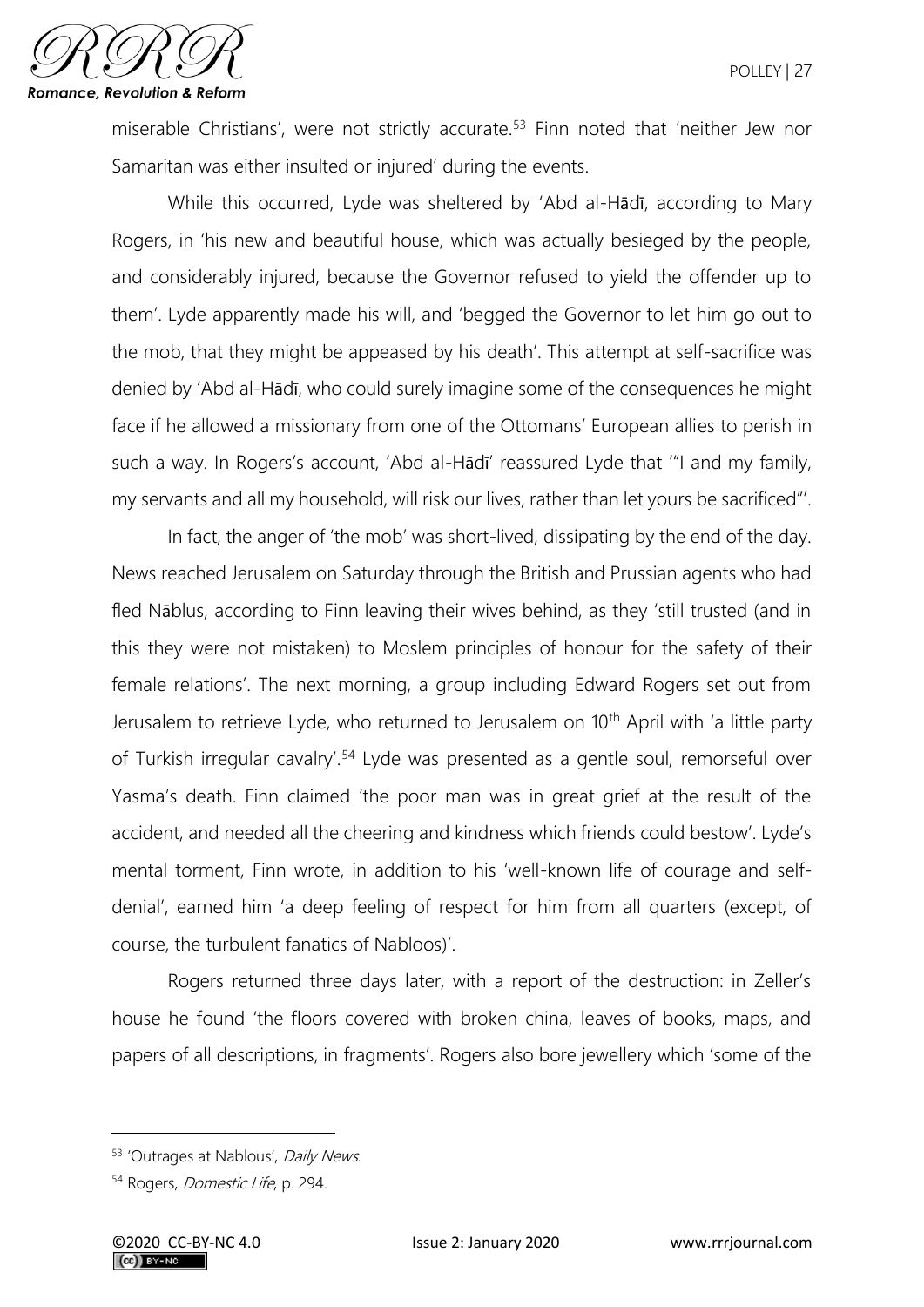miserable Christians', were not strictly accurate.[53] Finn noted that 'neither Jew nor Samaritan was either insulted or injured' during the events.

While this occurred, Lyde was sheltered by 'Abd al-Hādī, according to Mary Rogers, in 'his new and beautiful house, which was actually besieged by the people, and considerably injured, because the Governor refused to yield the offender up to them'. Lyde apparently made his will, and 'begged the Governor to let him go out to the mob, that they might be appeased by his death'. This attempt at self-sacrifice was denied by 'Abd al-Hādī, who could surely imagine some of the consequences he might face if he allowed a missionary from one of the Ottomans' European allies to perish in such a way. In Rogers's account, 'Abd al-Hādī' reassured Lyde that '"I and my family, my servants and all my household, will risk our lives, rather than let yours be sacrificed"'.

In fact, the anger of 'the mob' was short-lived, dissipating by the end of the day. News reached Jerusalem on Saturday through the British and Prussian agents who had fled Nāblus, according to Finn leaving their wives behind, as they 'still trusted (and in this they were not mistaken) to Moslem principles of honour for the safety of their female relations'. The next morning, a group including Edward Rogers set out from Jerusalem to retrieve Lyde, who returned to Jerusalem on 10th April with 'a little party of Turkish irregular cavalry'.[54] Lyde was presented as a gentle soul, remorseful over Yasma's death. Finn claimed 'the poor man was in great grief at the result of the accident, and needed all the cheering and kindness which friends could bestow'. Lyde's mental torment, Finn wrote, in addition to his 'well-known life of courage and self-denial', earned him 'a deep feeling of respect for him from all quarters (except, of course, the turbulent fanatics of Nabloos)'.

Rogers returned three days later, with a report of the destruction: in Zeller's house he found 'the floors covered with broken china, leaves of books, maps, and papers of all descriptions, in fragments'. Rogers also bore jewellery which 'some of the

---

[53] 'Outrages at Nablous', *Daily News*.

[54] Rogers, *Domestic Life*, p. 294.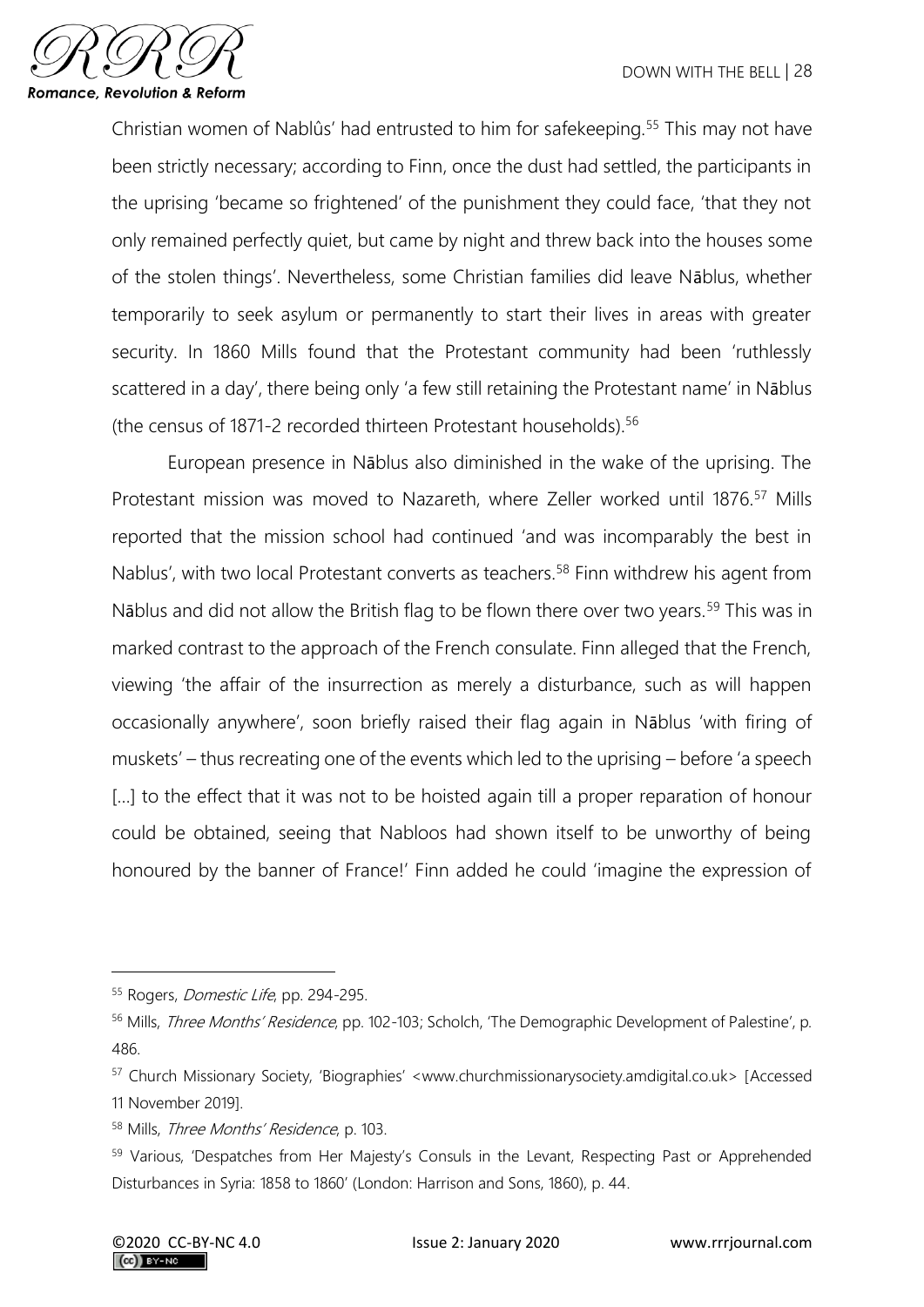Christian women of Nablûs' had entrusted to him for safekeeping.[55] This may not have been strictly necessary; according to Finn, once the dust had settled, the participants in the uprising 'became so frightened' of the punishment they could face, 'that they not only remained perfectly quiet, but came by night and threw back into the houses some of the stolen things'. Nevertheless, some Christian families did leave Nāblus, whether temporarily to seek asylum or permanently to start their lives in areas with greater security. In 1860 Mills found that the Protestant community had been 'ruthlessly scattered in a day', there being only 'a few still retaining the Protestant name' in Nāblus (the census of 1871-2 recorded thirteen Protestant households).[56]

European presence in Nāblus also diminished in the wake of the uprising. The Protestant mission was moved to Nazareth, where Zeller worked until 1876.[57] Mills reported that the mission school had continued 'and was incomparably the best in Nablus', with two local Protestant converts as teachers.[58] Finn withdrew his agent from Nāblus and did not allow the British flag to be flown there over two years.[59] This was in marked contrast to the approach of the French consulate. Finn alleged that the French, viewing 'the affair of the insurrection as merely a disturbance, such as will happen occasionally anywhere', soon briefly raised their flag again in Nāblus 'with firing of muskets' – thus recreating one of the events which led to the uprising – before 'a speech [...] to the effect that it was not to be hoisted again till a proper reparation of honour could be obtained, seeing that Nabloos had shown itself to be unworthy of being honoured by the banner of France!' Finn added he could 'imagine the expression of

---

[55] Rogers, *Domestic Life*, pp. 294-295.

[56] Mills, *Three Months' Residence*, pp. 102-103; Scholch, 'The Demographic Development of Palestine', p. 486.

[57] Church Missionary Society, 'Biographies' <www.churchmissionarysociety.amdigital.co.uk> [Accessed 11 November 2019].

[58] Mills, *Three Months' Residence*, p. 103.

[59] Various, 'Despatches from Her Majesty's Consuls in the Levant, Respecting Past or Apprehended Disturbances in Syria: 1858 to 1860' (London: Harrison and Sons, 1860), p. 44.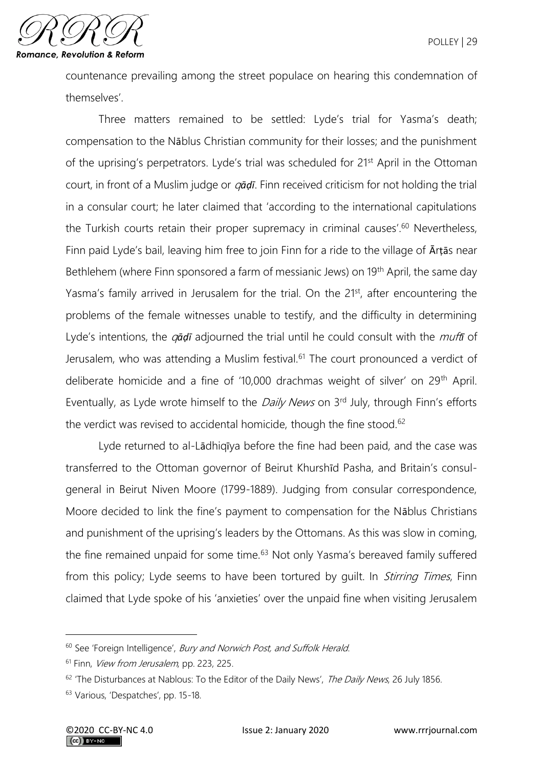countenance prevailing among the street populace on hearing this condemnation of themselves'.

Three matters remained to be settled: Lyde's trial for Yasma's death; compensation to the Nāblus Christian community for their losses; and the punishment of the uprising's perpetrators. Lyde's trial was scheduled for 21st April in the Ottoman court, in front of a Muslim judge or *qāḍī*. Finn received criticism for not holding the trial in a consular court; he later claimed that 'according to the international capitulations the Turkish courts retain their proper supremacy in criminal causes'.[60] Nevertheless, Finn paid Lyde's bail, leaving him free to join Finn for a ride to the village of Ārṭās near Bethlehem (where Finn sponsored a farm of messianic Jews) on 19th April, the same day Yasma's family arrived in Jerusalem for the trial. On the 21st, after encountering the problems of the female witnesses unable to testify, and the difficulty in determining Lyde's intentions, the *qāḍī* adjourned the trial until he could consult with the *muftī* of Jerusalem, who was attending a Muslim festival.[61] The court pronounced a verdict of deliberate homicide and a fine of '10,000 drachmas weight of silver' on 29th April. Eventually, as Lyde wrote himself to the *Daily News* on 3rd July, through Finn's efforts the verdict was revised to accidental homicide, though the fine stood.[62]

Lyde returned to al-Lādhiqīya before the fine had been paid, and the case was transferred to the Ottoman governor of Beirut Khurshīd Pasha, and Britain's consul-general in Beirut Niven Moore (1799-1889). Judging from consular correspondence, Moore decided to link the fine's payment to compensation for the Nāblus Christians and punishment of the uprising's leaders by the Ottomans. As this was slow in coming, the fine remained unpaid for some time.[63] Not only Yasma's bereaved family suffered from this policy; Lyde seems to have been tortured by guilt. In *Stirring Times*, Finn claimed that Lyde spoke of his 'anxieties' over the unpaid fine when visiting Jerusalem

---

[60] See 'Foreign Intelligence', *Bury and Norwich Post, and Suffolk Herald*.

[61] Finn, *View from Jerusalem*, pp. 223, 225.

[62] 'The Disturbances at Nablous: To the Editor of the Daily News', *The Daily News*, 26 July 1856.

[63] Various, 'Despatches', pp. 15-18.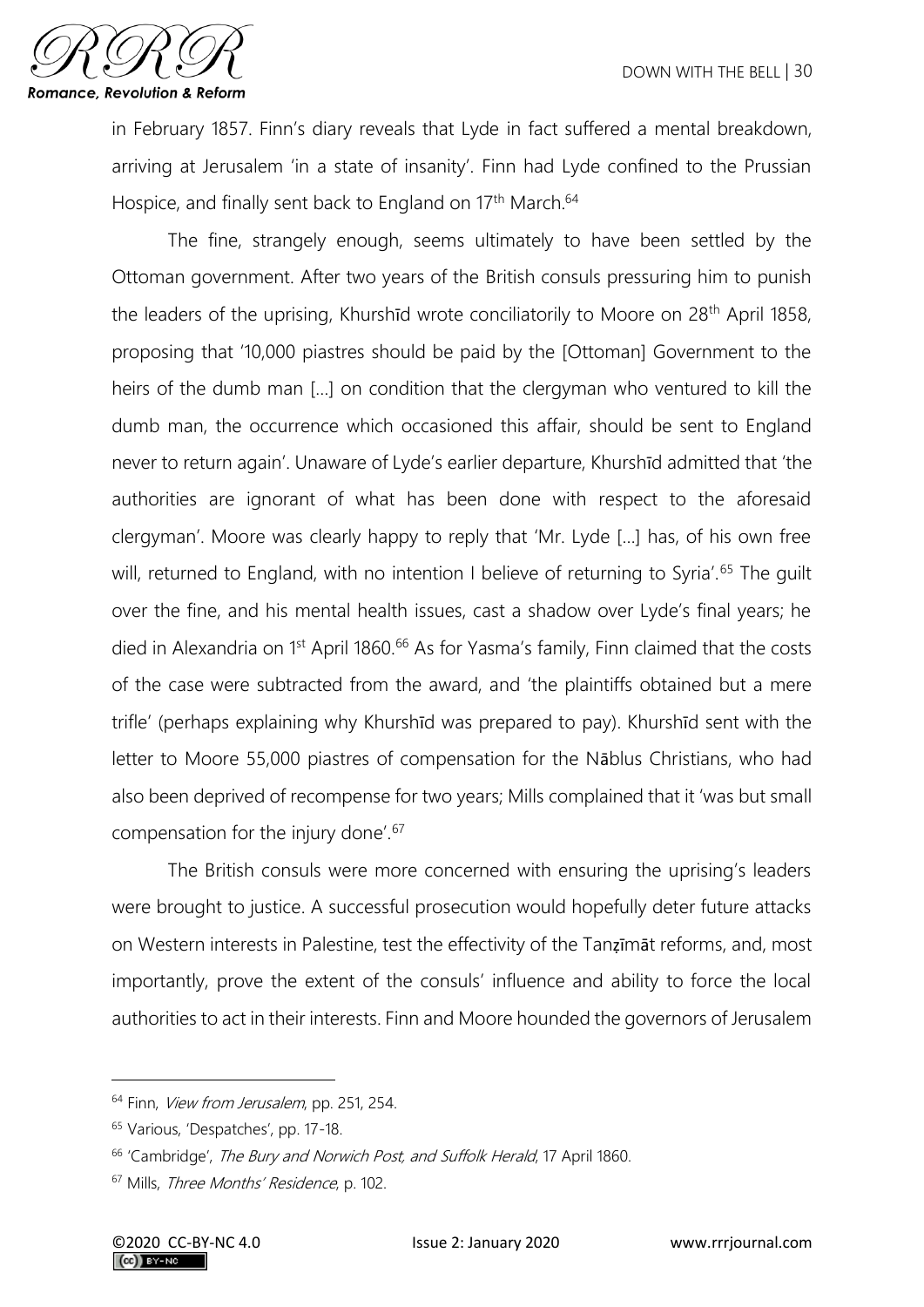in February 1857. Finn's diary reveals that Lyde in fact suffered a mental breakdown, arriving at Jerusalem 'in a state of insanity'. Finn had Lyde confined to the Prussian Hospice, and finally sent back to England on 17th March.[64]

The fine, strangely enough, seems ultimately to have been settled by the Ottoman government. After two years of the British consuls pressuring him to punish the leaders of the uprising, Khurshīd wrote conciliatorily to Moore on 28th April 1858, proposing that '10,000 piastres should be paid by the [Ottoman] Government to the heirs of the dumb man [...] on condition that the clergyman who ventured to kill the dumb man, the occurrence which occasioned this affair, should be sent to England never to return again'. Unaware of Lyde's earlier departure, Khurshīd admitted that 'the authorities are ignorant of what has been done with respect to the aforesaid clergyman'. Moore was clearly happy to reply that 'Mr. Lyde [...] has, of his own free will, returned to England, with no intention I believe of returning to Syria'.[65] The guilt over the fine, and his mental health issues, cast a shadow over Lyde's final years; he died in Alexandria on 1st April 1860.[66] As for Yasma's family, Finn claimed that the costs of the case were subtracted from the award, and 'the plaintiffs obtained but a mere trifle' (perhaps explaining why Khurshīd was prepared to pay). Khurshīd sent with the letter to Moore 55,000 piastres of compensation for the Nāblus Christians, who had also been deprived of recompense for two years; Mills complained that it 'was but small compensation for the injury done'.[67]

The British consuls were more concerned with ensuring the uprising's leaders were brought to justice. A successful prosecution would hopefully deter future attacks on Western interests in Palestine, test the effectivity of the Tanẓīmāt reforms, and, most importantly, prove the extent of the consuls' influence and ability to force the local authorities to act in their interests. Finn and Moore hounded the governors of Jerusalem

---

[64] Finn, *View from Jerusalem*, pp. 251, 254.

[65] Various, 'Despatches', pp. 17-18.

[66] 'Cambridge', *The Bury and Norwich Post, and Suffolk Herald*, 17 April 1860.

[67] Mills, *Three Months' Residence*, p. 102.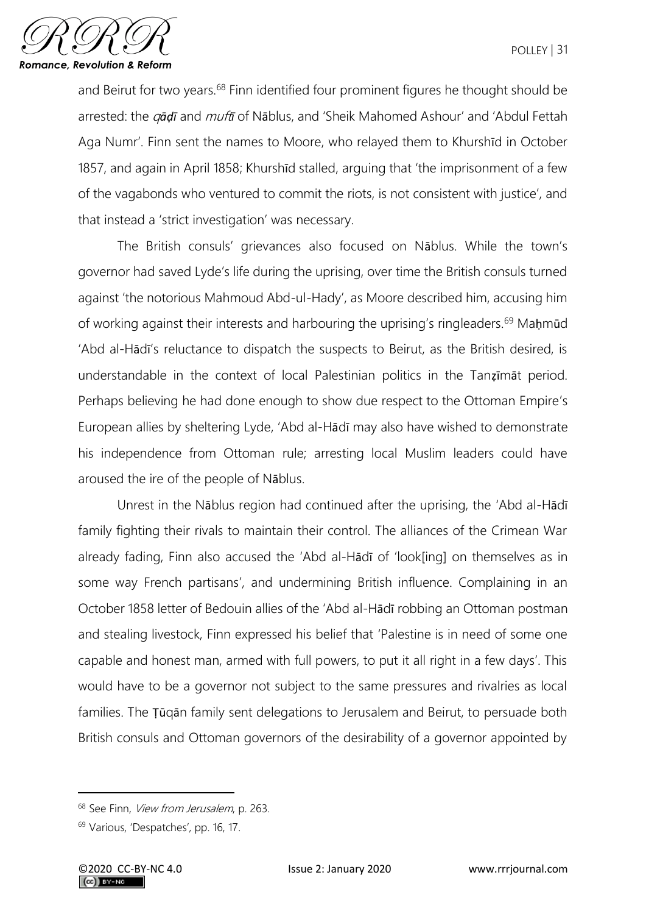and Beirut for two years.[68] Finn identified four prominent figures he thought should be arrested: the *qāḍī* and *muftī* of Nāblus, and 'Sheik Mahomed Ashour' and 'Abdul Fettah Aga Numr'. Finn sent the names to Moore, who relayed them to Khurshīd in October 1857, and again in April 1858; Khurshīd stalled, arguing that 'the imprisonment of a few of the vagabonds who ventured to commit the riots, is not consistent with justice', and that instead a 'strict investigation' was necessary.

The British consuls' grievances also focused on Nāblus. While the town's governor had saved Lyde's life during the uprising, over time the British consuls turned against 'the notorious Mahmoud Abd-ul-Hady', as Moore described him, accusing him of working against their interests and harbouring the uprising's ringleaders.[69] Maḥmūd 'Abd al-Hādī's reluctance to dispatch the suspects to Beirut, as the British desired, is understandable in the context of local Palestinian politics in the Tanẓīmāt period. Perhaps believing he had done enough to show due respect to the Ottoman Empire's European allies by sheltering Lyde, 'Abd al-Hādī may also have wished to demonstrate his independence from Ottoman rule; arresting local Muslim leaders could have aroused the ire of the people of Nāblus.

Unrest in the Nāblus region had continued after the uprising, the 'Abd al-Hādī family fighting their rivals to maintain their control. The alliances of the Crimean War already fading, Finn also accused the 'Abd al-Hādī of 'look[ing] on themselves as in some way French partisans', and undermining British influence. Complaining in an October 1858 letter of Bedouin allies of the 'Abd al-Hādī robbing an Ottoman postman and stealing livestock, Finn expressed his belief that 'Palestine is in need of some one capable and honest man, armed with full powers, to put it all right in a few days'. This would have to be a governor not subject to the same pressures and rivalries as local families. The Ṭūqān family sent delegations to Jerusalem and Beirut, to persuade both British consuls and Ottoman governors of the desirability of a governor appointed by

[68] See Finn, *View from Jerusalem*, p. 263.

[69] Various, 'Despatches', pp. 16, 17.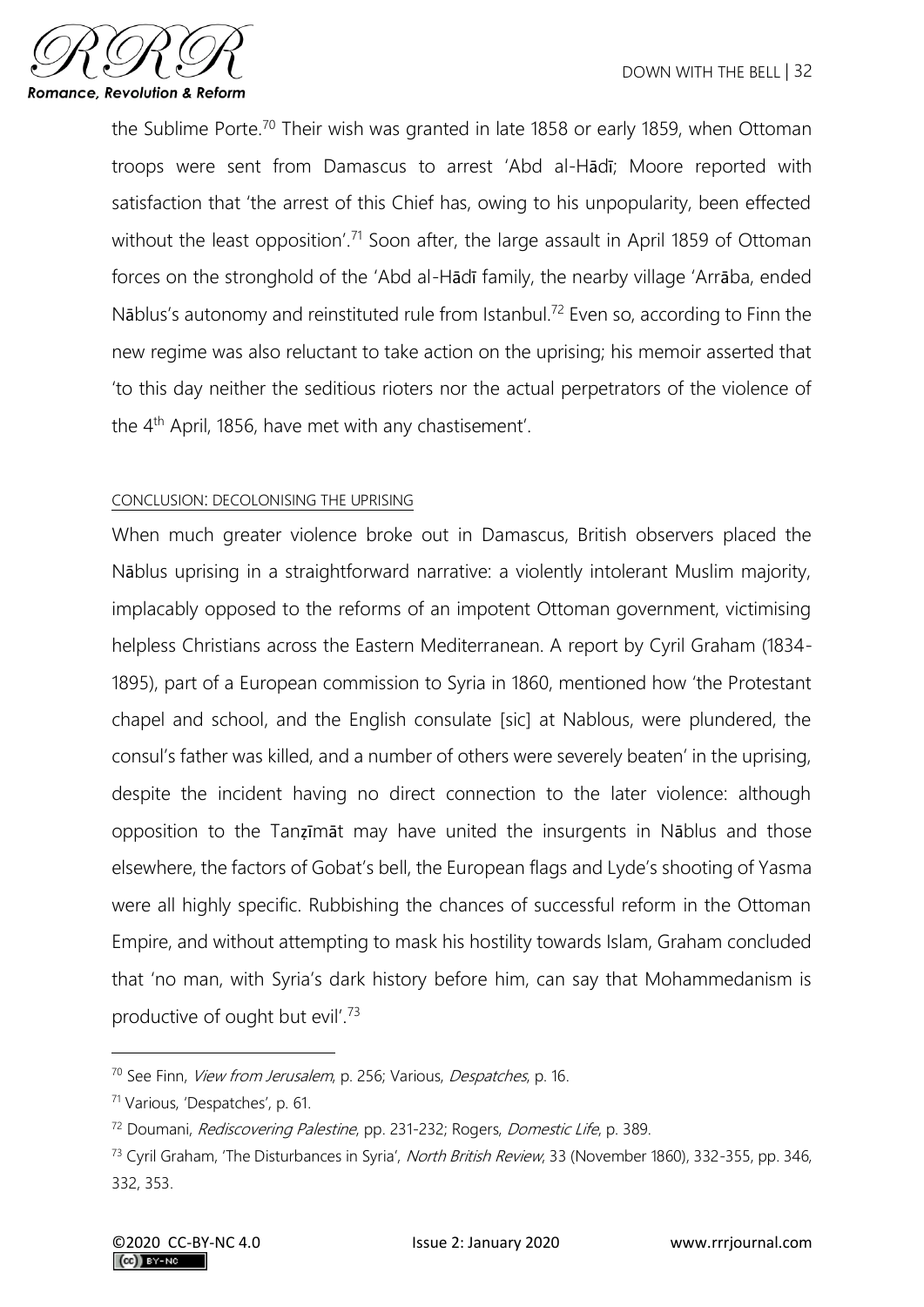the Sublime Porte.[70] Their wish was granted in late 1858 or early 1859, when Ottoman troops were sent from Damascus to arrest 'Abd al-Hādī; Moore reported with satisfaction that 'the arrest of this Chief has, owing to his unpopularity, been effected without the least opposition'.[71] Soon after, the large assault in April 1859 of Ottoman forces on the stronghold of the 'Abd al-Hādī family, the nearby village 'Arrāba, ended Nāblus's autonomy and reinstituted rule from Istanbul.[72] Even so, according to Finn the new regime was also reluctant to take action on the uprising; his memoir asserted that 'to this day neither the seditious rioters nor the actual perpetrators of the violence of the 4th April, 1856, have met with any chastisement'.

## CONCLUSION: DECOLONISING THE UPRISING

When much greater violence broke out in Damascus, British observers placed the Nāblus uprising in a straightforward narrative: a violently intolerant Muslim majority, implacably opposed to the reforms of an impotent Ottoman government, victimising helpless Christians across the Eastern Mediterranean. A report by Cyril Graham (1834-1895), part of a European commission to Syria in 1860, mentioned how 'the Protestant chapel and school, and the English consulate [sic] at Nablous, were plundered, the consul's father was killed, and a number of others were severely beaten' in the uprising, despite the incident having no direct connection to the later violence: although opposition to the Tanẓīmāt may have united the insurgents in Nāblus and those elsewhere, the factors of Gobat's bell, the European flags and Lyde's shooting of Yasma were all highly specific. Rubbishing the chances of successful reform in the Ottoman Empire, and without attempting to mask his hostility towards Islam, Graham concluded that 'no man, with Syria's dark history before him, can say that Mohammedanism is productive of ought but evil'.[73]

---

[70] See Finn, *View from Jerusalem*, p. 256; Various, *Despatches*, p. 16.

[71] Various, 'Despatches', p. 61.

[72] Doumani, *Rediscovering Palestine*, pp. 231-232; Rogers, *Domestic Life*, p. 389.

[73] Cyril Graham, 'The Disturbances in Syria', *North British Review*, 33 (November 1860), 332-355, pp. 346, 332, 353.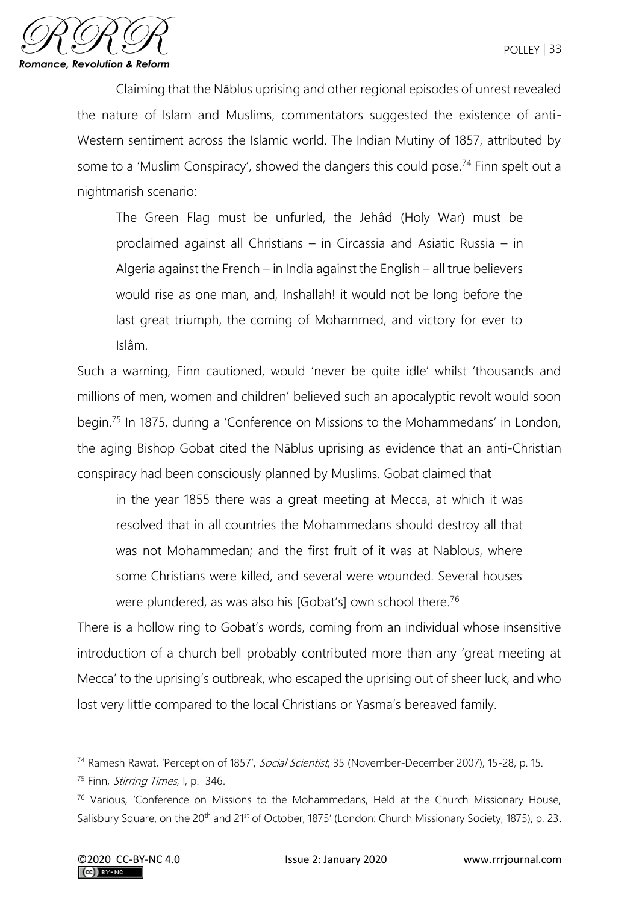Claiming that the Nāblus uprising and other regional episodes of unrest revealed the nature of Islam and Muslims, commentators suggested the existence of anti-Western sentiment across the Islamic world. The Indian Mutiny of 1857, attributed by some to a 'Muslim Conspiracy', showed the dangers this could pose.[74] Finn spelt out a nightmarish scenario:

> The Green Flag must be unfurled, the Jehâd (Holy War) must be proclaimed against all Christians – in Circassia and Asiatic Russia – in Algeria against the French – in India against the English – all true believers would rise as one man, and, Inshallah! it would not be long before the last great triumph, the coming of Mohammed, and victory for ever to Islâm.

Such a warning, Finn cautioned, would 'never be quite idle' whilst 'thousands and millions of men, women and children' believed such an apocalyptic revolt would soon begin.[75] In 1875, during a 'Conference on Missions to the Mohammedans' in London, the aging Bishop Gobat cited the Nāblus uprising as evidence that an anti-Christian conspiracy had been consciously planned by Muslims. Gobat claimed that

> in the year 1855 there was a great meeting at Mecca, at which it was resolved that in all countries the Mohammedans should destroy all that was not Mohammedan; and the first fruit of it was at Nablous, where some Christians were killed, and several were wounded. Several houses were plundered, as was also his [Gobat's] own school there.[76]

There is a hollow ring to Gobat's words, coming from an individual whose insensitive introduction of a church bell probably contributed more than any 'great meeting at Mecca' to the uprising's outbreak, who escaped the uprising out of sheer luck, and who lost very little compared to the local Christians or Yasma's bereaved family.

---

[74] Ramesh Rawat, 'Perception of 1857', *Social Scientist*, 35 (November-December 2007), 15-28, p. 15.

[75] Finn, *Stirring Times*, I, p. 346.

[76] Various, 'Conference on Missions to the Mohammedans, Held at the Church Missionary House, Salisbury Square, on the 20th and 21st of October, 1875' (London: Church Missionary Society, 1875), p. 23.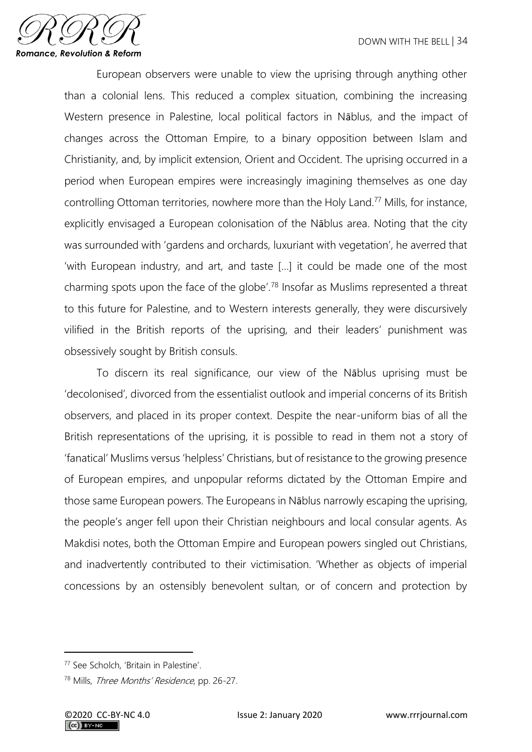European observers were unable to view the uprising through anything other than a colonial lens. This reduced a complex situation, combining the increasing Western presence in Palestine, local political factors in Nāblus, and the impact of changes across the Ottoman Empire, to a binary opposition between Islam and Christianity, and, by implicit extension, Orient and Occident. The uprising occurred in a period when European empires were increasingly imagining themselves as one day controlling Ottoman territories, nowhere more than the Holy Land.[77] Mills, for instance, explicitly envisaged a European colonisation of the Nāblus area. Noting that the city was surrounded with 'gardens and orchards, luxuriant with vegetation', he averred that 'with European industry, and art, and taste […] it could be made one of the most charming spots upon the face of the globe'.[78] Insofar as Muslims represented a threat to this future for Palestine, and to Western interests generally, they were discursively vilified in the British reports of the uprising, and their leaders' punishment was obsessively sought by British consuls.

To discern its real significance, our view of the Nāblus uprising must be 'decolonised', divorced from the essentialist outlook and imperial concerns of its British observers, and placed in its proper context. Despite the near-uniform bias of all the British representations of the uprising, it is possible to read in them not a story of 'fanatical' Muslims versus 'helpless' Christians, but of resistance to the growing presence of European empires, and unpopular reforms dictated by the Ottoman Empire and those same European powers. The Europeans in Nāblus narrowly escaping the uprising, the people's anger fell upon their Christian neighbours and local consular agents. As Makdisi notes, both the Ottoman Empire and European powers singled out Christians, and inadvertently contributed to their victimisation. 'Whether as objects of imperial concessions by an ostensibly benevolent sultan, or of concern and protection by

[77] See Scholch, 'Britain in Palestine'.

[78] Mills, *Three Months' Residence*, pp. 26-27.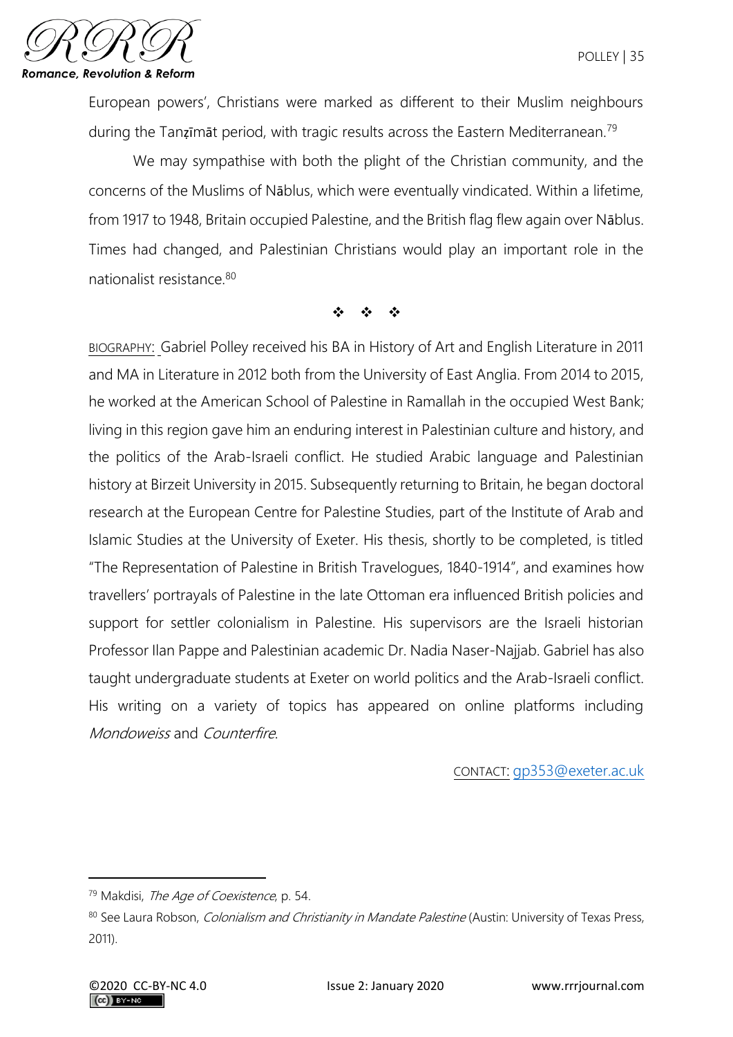European powers', Christians were marked as different to their Muslim neighbours during the Tanẓīmāt period, with tragic results across the Eastern Mediterranean.[79]

We may sympathise with both the plight of the Christian community, and the concerns of the Muslims of Nāblus, which were eventually vindicated. Within a lifetime, from 1917 to 1948, Britain occupied Palestine, and the British flag flew again over Nāblus. Times had changed, and Palestinian Christians would play an important role in the nationalist resistance.[80]

❖ ❖ ❖

BIOGRAPHY: Gabriel Polley received his BA in History of Art and English Literature in 2011 and MA in Literature in 2012 both from the University of East Anglia. From 2014 to 2015, he worked at the American School of Palestine in Ramallah in the occupied West Bank; living in this region gave him an enduring interest in Palestinian culture and history, and the politics of the Arab-Israeli conflict. He studied Arabic language and Palestinian history at Birzeit University in 2015. Subsequently returning to Britain, he began doctoral research at the European Centre for Palestine Studies, part of the Institute of Arab and Islamic Studies at the University of Exeter. His thesis, shortly to be completed, is titled "The Representation of Palestine in British Travelogues, 1840-1914", and examines how travellers' portrayals of Palestine in the late Ottoman era influenced British policies and support for settler colonialism in Palestine. His supervisors are the Israeli historian Professor Ilan Pappe and Palestinian academic Dr. Nadia Naser-Najjab. Gabriel has also taught undergraduate students at Exeter on world politics and the Arab-Israeli conflict. His writing on a variety of topics has appeared on online platforms including *Mondoweiss* and *Counterfire*.

CONTACT: gp353@exeter.ac.uk

---

[79] Makdisi, *The Age of Coexistence*, p. 54.

[80] See Laura Robson, *Colonialism and Christianity in Mandate Palestine* (Austin: University of Texas Press, 2011).